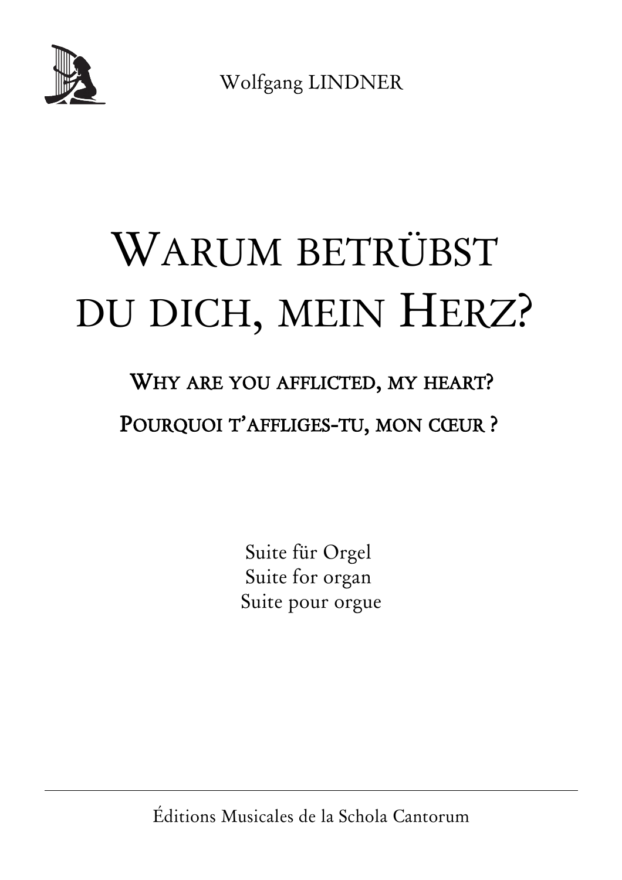Wolfgang LINDNER

# WARUM BETRÜBST DU DICH, MEIN HERZ?

## WHY ARE YOU AFFLICTED, MY HEART?

## POURQUOI T'AFFLIGES-TU, MON CŒUR ?

Suite für Orgel
Suite for organ
Suite pour orgue

---

Éditions Musicales de la Schola Cantorum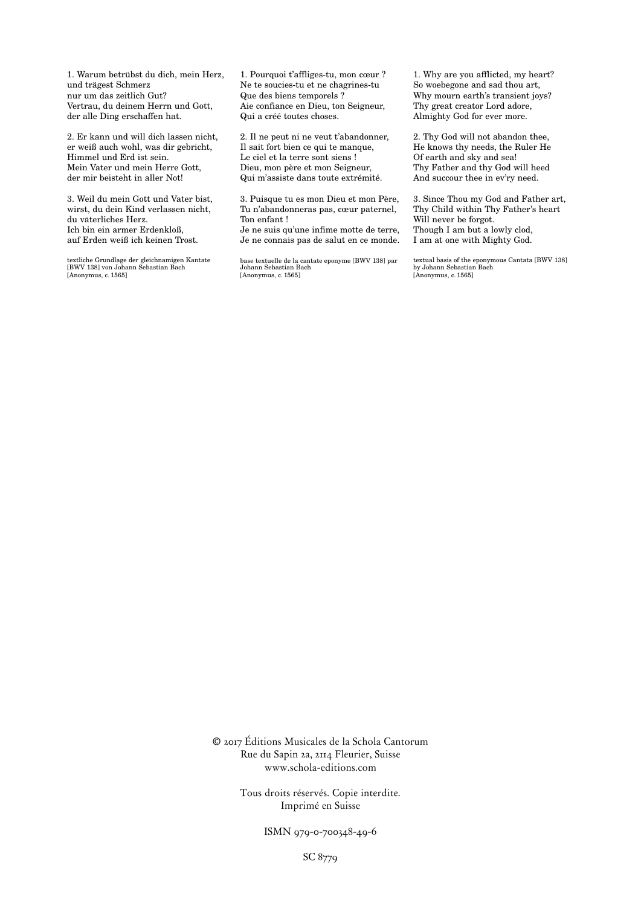1. Warum betrübst du dich, mein Herz,
und trägest Schmerz
nur um das zeitlich Gut?
Vertrau, du deinem Herrn und Gott,
der alle Ding erschaffen hat.

2. Er kann und will dich lassen nicht,
er weiß auch wohl, was dir gebricht,
Himmel und Erd ist sein.
Mein Vater und mein Herre Gott,
der mir beisteht in aller Not!

3. Weil du mein Gott und Vater bist,
wirst, du dein Kind verlassen nicht,
du väterliches Herz.
Ich bin ein armer Erdenkloß,
auf Erden weiß ich keinen Trost.

textliche Grundlage der gleichnamigen Kantate
[BWV 138] von Johann Sebastian Bach
[Anonymus, c. 1565]

1. Pourquoi t'affliges-tu, mon cœur ?
Ne te soucies-tu et ne chagrines-tu
Que des biens temporels ?
Aie confiance en Dieu, ton Seigneur,
Qui a créé toutes choses.

2. Il ne peut ni ne veut t'abandonner,
Il sait fort bien ce qui te manque,
Le ciel et la terre sont siens !
Dieu, mon père et mon Seigneur,
Qui m'assiste dans toute extrémité.

3. Puisque tu es mon Dieu et mon Père,
Tu n'abandonneras pas, cœur paternel,
Ton enfant !
Je ne suis qu'une infime motte de terre,
Je ne connais pas de salut en ce monde.

base textuelle de la cantate eponyme [BWV 138] par
Johann Sebastian Bach
[Anonymus, c. 1565]

1. Why are you afflicted, my heart?
So woebegone and sad thou art,
Why mourn earth's transient joys?
Thy great creator Lord adore,
Almighty God for ever more.

2. Thy God will not abandon thee,
He knows thy needs, the Ruler He
Of earth and sky and sea!
Thy Father and thy God will heed
And succour thee in ev'ry need.

3. Since Thou my God and Father art,
Thy Child within Thy Father's heart
Will never be forgot.
Though I am but a lowly clod,
I am at one with Mighty God.

textual basis of the eponymous Cantata [BWV 138]
by Johann Sebastian Bach
[Anonymus, c. 1565]

© 2017 Éditions Musicales de la Schola Cantorum
Rue du Sapin 2a, 2114 Fleurier, Suisse
www.schola-editions.com

Tous droits réservés. Copie interdite.
Imprimé en Suisse

ISMN 979-0-700348-49-6

SC 8779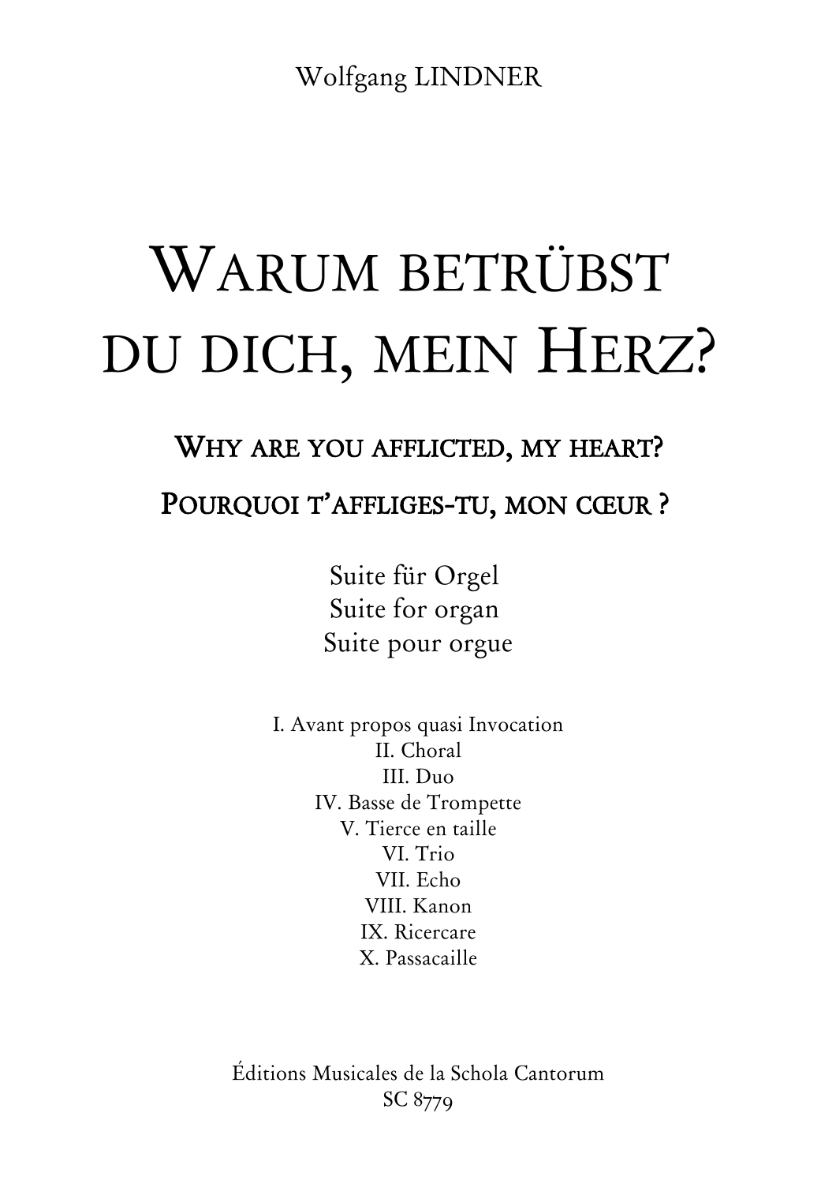Wolfgang LINDNER

# WARUM BETRÜBST DU DICH, MEIN HERZ?

## WHY ARE YOU AFFLICTED, MY HEART?

## POURQUOI T'AFFLIGES-TU, MON CŒUR ?

Suite für Orgel
Suite for organ
Suite pour orgue

I. Avant propos quasi Invocation
II. Choral
III. Duo
IV. Basse de Trompette
V. Tierce en taille
VI. Trio
VII. Echo
VIII. Kanon
IX. Ricercare
X. Passacaille

Éditions Musicales de la Schola Cantorum
SC 8779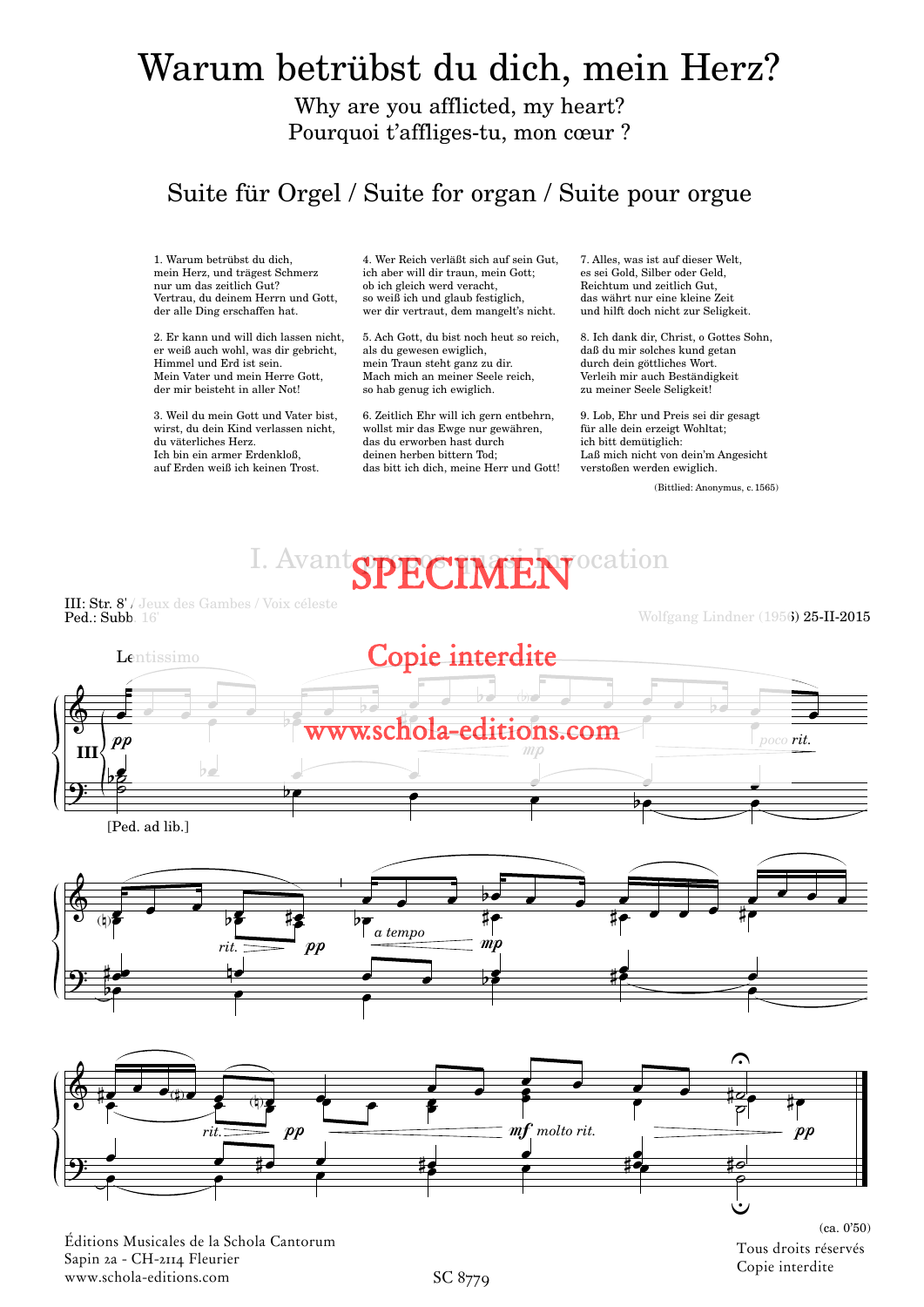# Warum betrübst du dich, mein Herz?

Why are you afflicted, my heart?
Pourquoi t'affliges-tu, mon cœur ?

## Suite für Orgel / Suite for organ / Suite pour orgue

1. Warum betrübst du dich,
mein Herz, und trägest Schmerz
nur um das zeitlich Gut?
Vertrau, du deinem Herrn und Gott,
der alle Ding erschaffen hat.

2. Er kann und will dich lassen nicht,
er weiß auch wohl, was dir gebricht,
Himmel und Erd ist sein.
Mein Vater und mein Herre Gott,
der mir beisteht in aller Not!

3. Weil du mein Gott und Vater bist,
wirst, du dein Kind verlassen nicht,
du väterliches Herz.
Ich bin ein armer Erdenkloß,
auf Erden weiß ich keinen Trost.

4. Wer Reich verläßt sich auf sein Gut,
ich aber will dir traun, mein Gott;
ob ich gleich werd veracht,
so weiß ich und glaub festiglich,
wer dir vertraut, dem mangelt's nicht.

5. Ach Gott, du bist noch heut so reich,
als du gewesen ewiglich,
mein Traun steht ganz zu dir.
Mach mich an meiner Seele reich,
so hab genug ich ewiglich.

6. Zeitlich Ehr will ich gern entbehrn,
wollst mir das Ewge nur gewähren,
das du erworben hast durch
deinen herben bittern Tod;
das bitt ich dich, meine Herr und Gott!

7. Alles, was ist auf dieser Welt,
es sei Gold, Silber oder Geld,
Reichtum und zeitlich Gut,
das währt nur eine kleine Zeit
und hilft doch nicht zur Seligkeit.

8. Ich dank dir, Christ, o Gottes Sohn,
daß du mir solches kund getan
durch dein göttliches Wort.
Verleih mir auch Beständigkeit
zu meiner Seele Seligkeit!

9. Lob, Ehr und Preis sei dir gesagt
für alle dein erzeigt Wohltat;
ich bitt demütiglich:
Laß mich nicht von dein'm Angesicht
verstoßen werden ewiglich.

(Bittlied: Anonymus, c.1565)

### I. Avant-propos quasi Invocation

III: Str. 8' / Jeux des Gambes / Voix céleste
Ped.: Subb. 16'

Wolfgang Lindner (1956) 25-II-2015

(ca. 0'50)

Éditions Musicales de la Schola Cantorum
Sapin 2a - CH-2114 Fleurier
www.schola-editions.com

SC 8779

Tous droits réservés
Copie interdite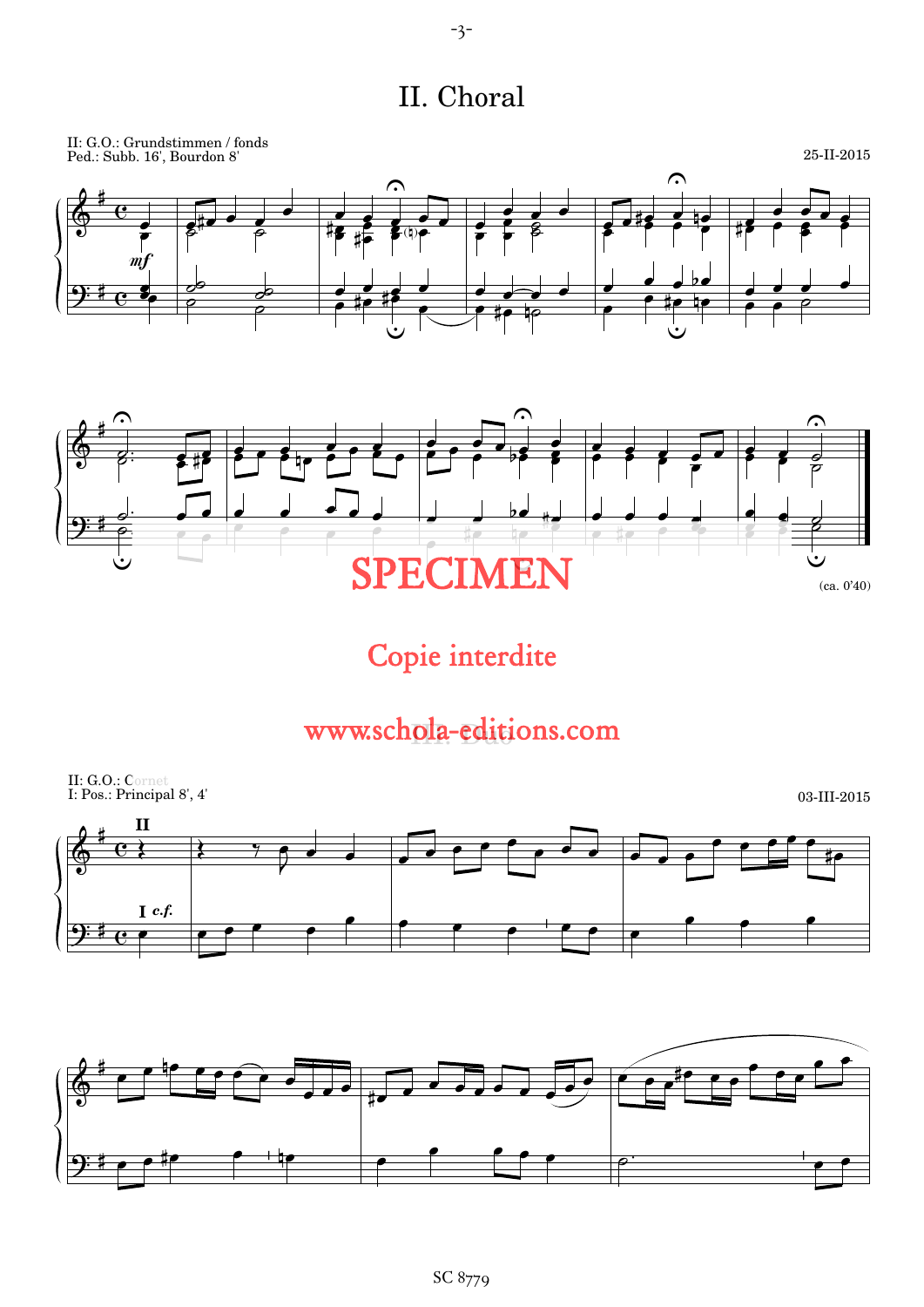# II. Choral

II: G.O.: Grundstimmen / fonds
Ped.: Subb. 16', Bourdon 8'

25-II-2015

*mf*

(ca. 0'40)

SPECIMEN

Copie interdite

www.schola-editions.com

# III. Duo

II: G.O.: Cornet
I: Pos.: Principal 8', 4'

03-III-2015

II

I *c.f.*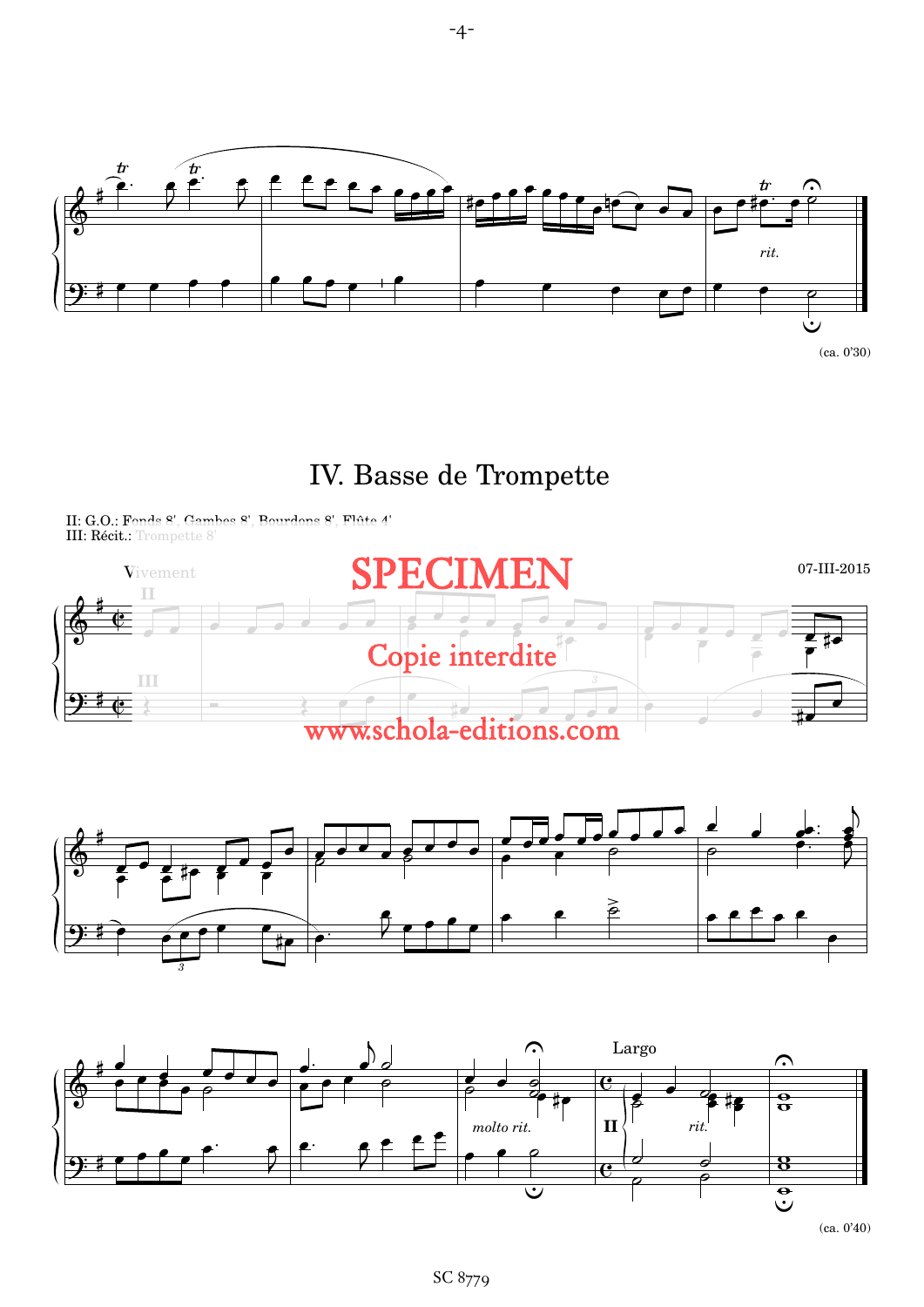(ca. 0'30)

## IV. Basse de Trompette

II: G.O.: Fonds 8', Gambes 8', Bourdons 8', Flûte 4'
III: Récit.: Trompette 8'

Vivement

07-III-2015

SPECIMEN

Copie interdite

www.schola-editions.com

Largo

(ca. 0'40)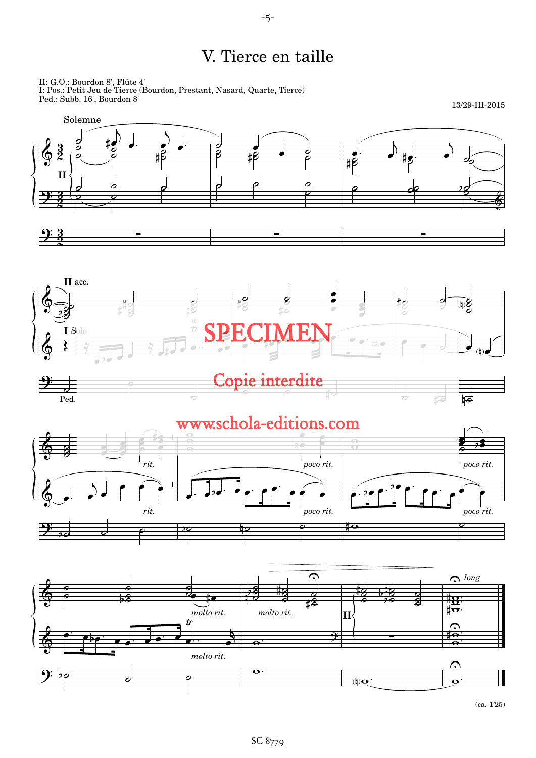# V. Tierce en taille

II: G.O.: Bourdon 8', Flûte 4'
I: Pos.: Petit Jeu de Tierce (Bourdon, Prestant, Nasard, Quarte, Tierce)
Ped.: Subb. 16', Bourdon 8'

13/29-III-2015

SPECIMEN

Copie interdite

www.schola-editions.com

(ca. 1'25)

SC 8779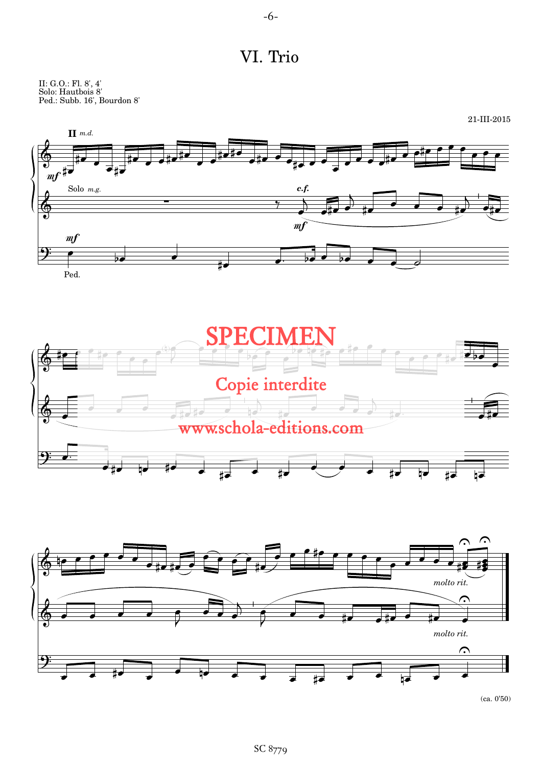# VI. Trio

II: G.O.: Fl. 8', 4'
Solo: Hautbois 8'
Ped.: Subb. 16', Bourdon 8'

21-III-2015

SPECIMEN

Copie interdite

www.schola-editions.com

(ca. 0'50)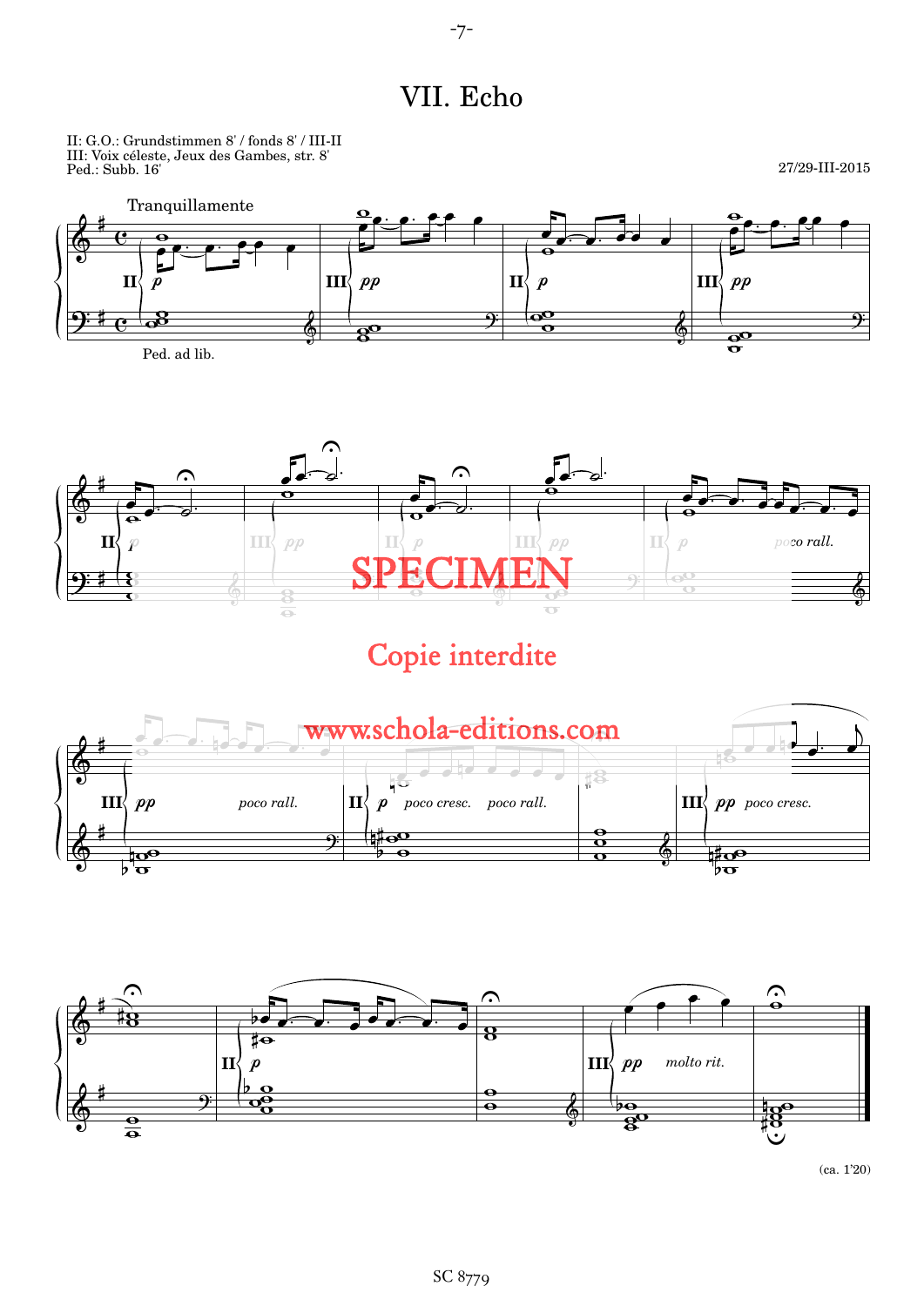# VII. Echo

II: G.O.: Grundstimmen 8' / fonds 8' / III-II
III: Voix céleste, Jeux des Gambes, str. 8'
Ped.: Subb. 16'

27/29-III-2015

Tranquillamente

Ped. ad lib.

SPECIMEN

Copie interdite

www.schola-editions.com

(ca. 1'20)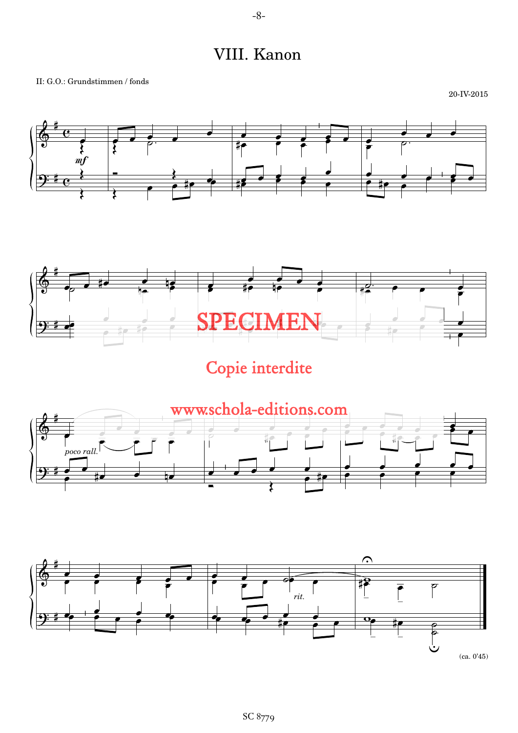# VIII. Kanon

II: G.O.: Grundstimmen / fonds

20-IV-2015

SPECIMEN

Copie interdite

www.schola-editions.com

(ca. 0'45)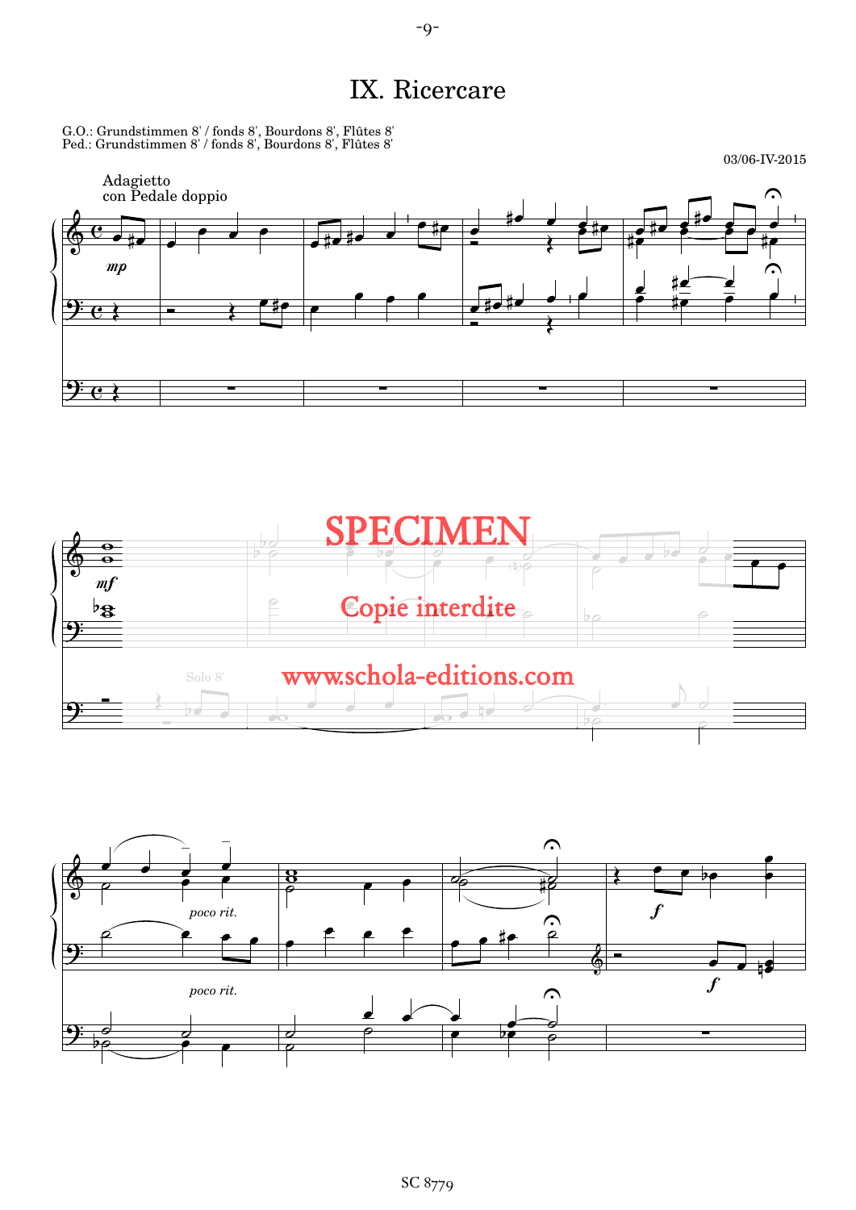# IX. Ricercare

G.O.: Grundstimmen 8' / fonds 8', Bourdons 8', Flûtes 8'
Ped.: Grundstimmen 8' / fonds 8', Bourdons 8', Flûtes 8'

03/06-IV-2015

Adagietto
con Pedale doppio

*mp*

*mf*

Solo 8'

SPECIMEN

Copie interdite

www.schola-editions.com

*poco rit.*

*poco rit.*

*f*

*f*

SC 8779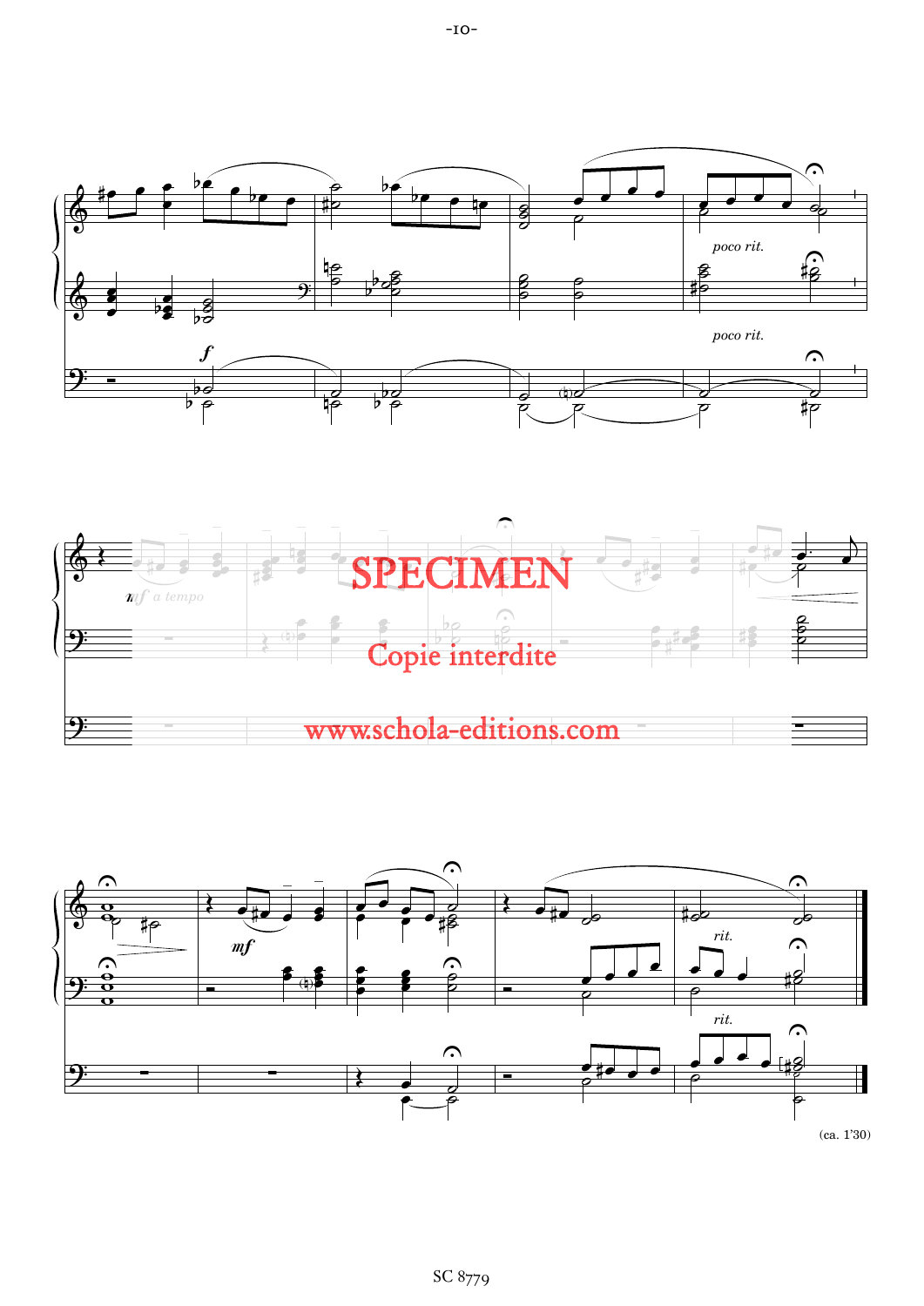poco rit.

poco rit.

SPECIMEN

Copie interdite

www.schola-editions.com

*mf*

rit.

rit.

(ca. 1'30)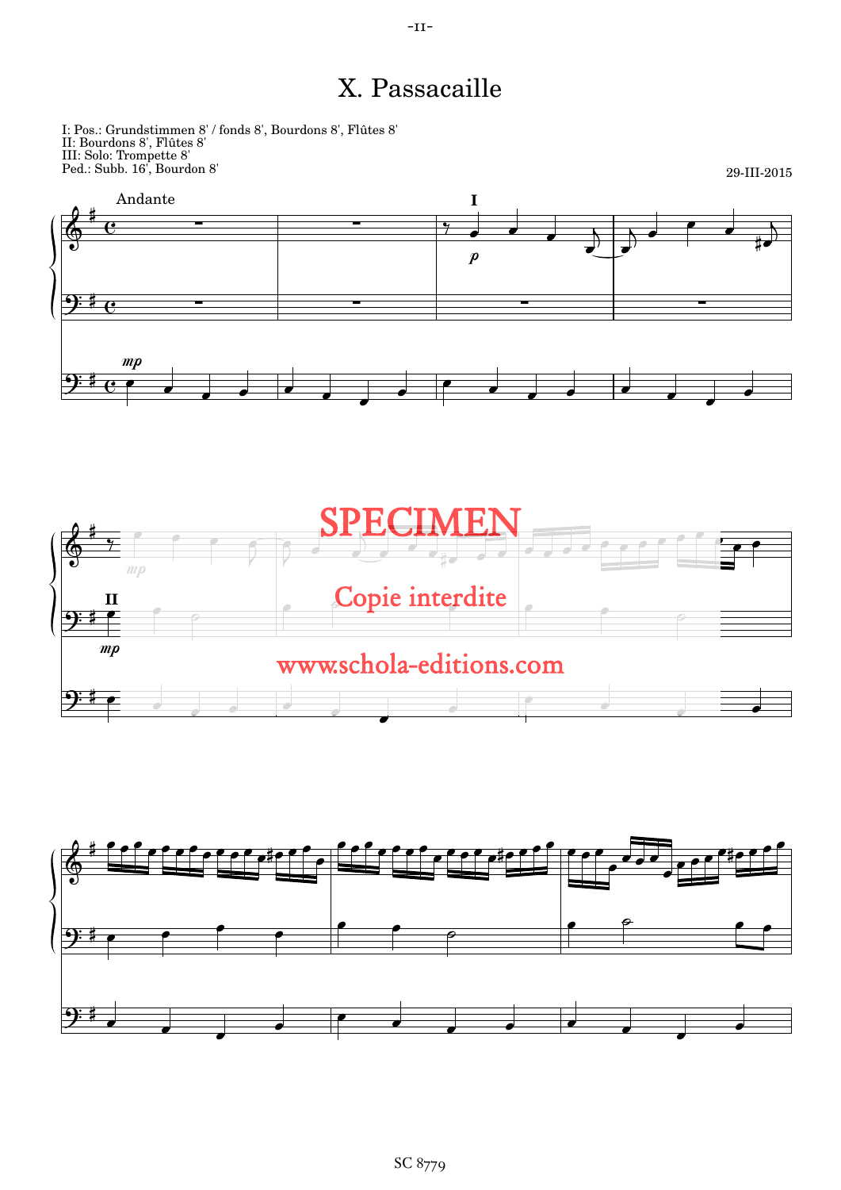# X. Passacaille

I: Pos.: Grundstimmen 8' / fonds 8', Bourdons 8', Flûtes 8'
II: Bourdons 8', Flûtes 8'
III: Solo: Trompette 8'
Ped.: Subb. 16', Bourdon 8'

29-III-2015

Andante

SPECIMEN

Copie interdite

www.schola-editions.com

SC 8779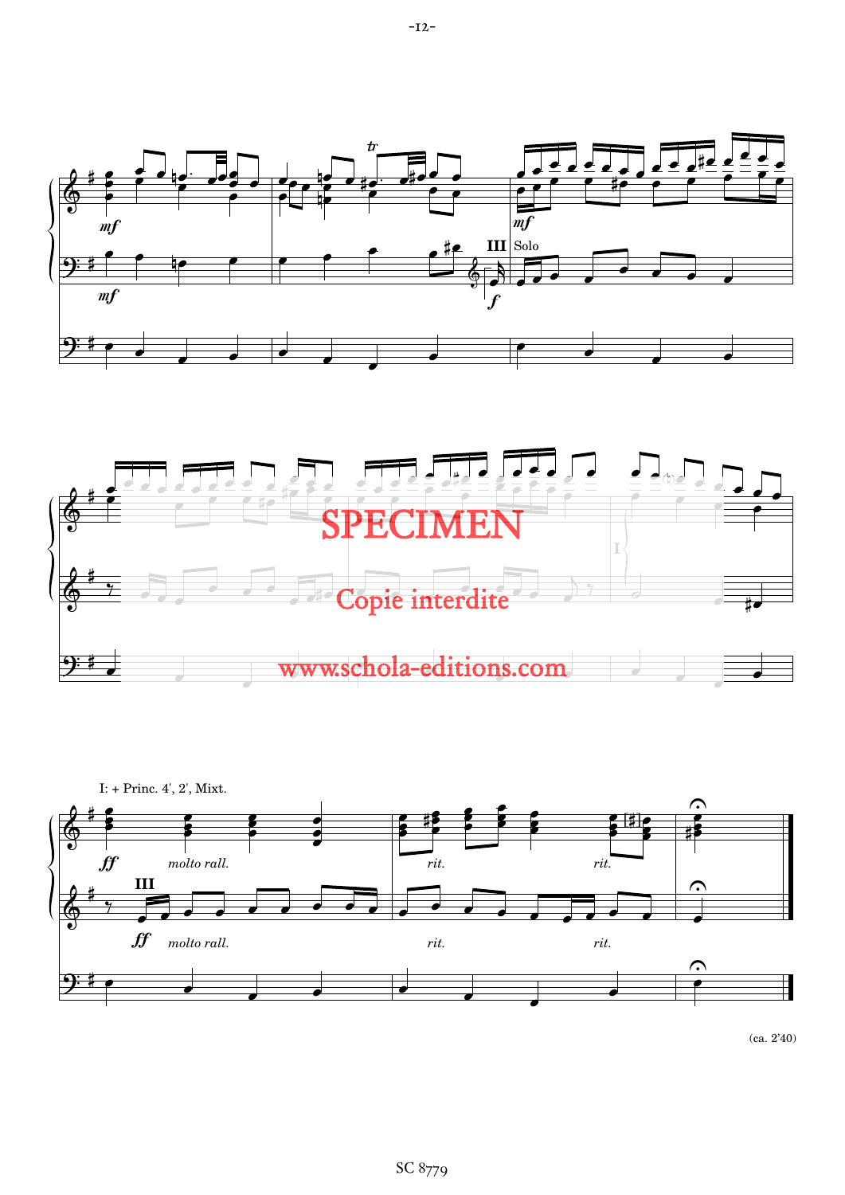SPECIMEN

Copie interdite

www.schola-editions.com

I: + Princ. 4', 2', Mixt.

(ca. 2'40)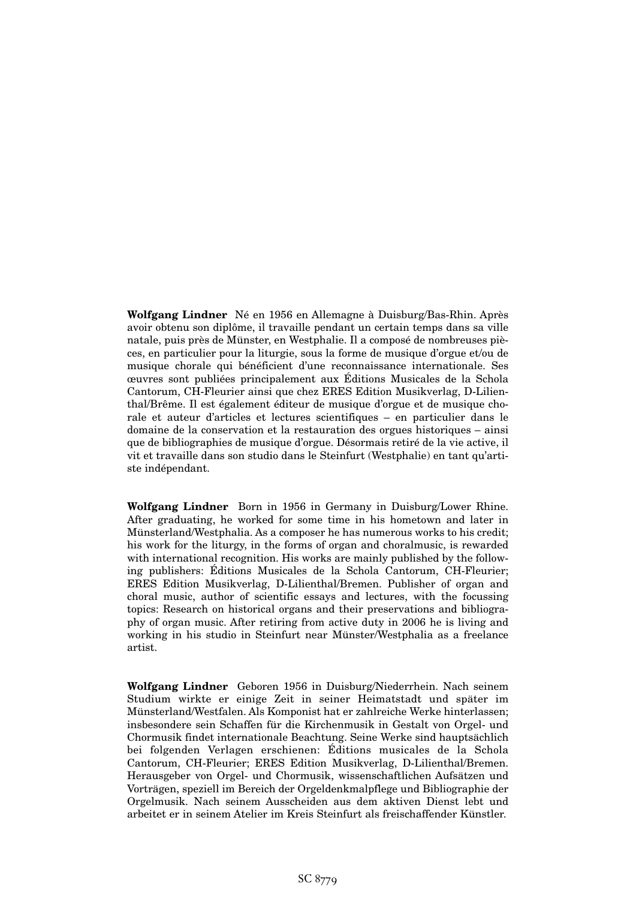**Wolfgang Lindner** Né en 1956 en Allemagne à Duisburg/Bas-Rhin. Après avoir obtenu son diplôme, il travaille pendant un certain temps dans sa ville natale, puis près de Münster, en Westphalie. Il a composé de nombreuses pièces, en particulier pour la liturgie, sous la forme de musique d'orgue et/ou de musique chorale qui bénéficient d'une reconnaissance internationale. Ses œuvres sont publiées principalement aux Éditions Musicales de la Schola Cantorum, CH-Fleurier ainsi que chez ERES Edition Musikverlag, D-Lilienthal/Brême. Il est également éditeur de musique d'orgue et de musique chorale et auteur d'articles et lectures scientifiques – en particulier dans le domaine de la conservation et la restauration des orgues historiques – ainsi que de bibliographies de musique d'orgue. Désormais retiré de la vie active, il vit et travaille dans son studio dans le Steinfurt (Westphalie) en tant qu'artiste indépendant.

**Wolfgang Lindner** Born in 1956 in Germany in Duisburg/Lower Rhine. After graduating, he worked for some time in his hometown and later in Münsterland/Westphalia. As a composer he has numerous works to his credit; his work for the liturgy, in the forms of organ and choralmusic, is rewarded with international recognition. His works are mainly published by the following publishers: Éditions Musicales de la Schola Cantorum, CH-Fleurier; ERES Edition Musikverlag, D-Lilienthal/Bremen. Publisher of organ and choral music, author of scientific essays and lectures, with the focussing topics: Research on historical organs and their preservations and bibliography of organ music. After retiring from active duty in 2006 he is living and working in his studio in Steinfurt near Münster/Westphalia as a freelance artist.

**Wolfgang Lindner** Geboren 1956 in Duisburg/Niederrhein. Nach seinem Studium wirkte er einige Zeit in seiner Heimatstadt und später im Münsterland/Westfalen. Als Komponist hat er zahlreiche Werke hinterlassen; insbesondere sein Schaffen für die Kirchenmusik in Gestalt von Orgel- und Chormusik findet internationale Beachtung. Seine Werke sind hauptsächlich bei folgenden Verlagen erschienen: Éditions musicales de la Schola Cantorum, CH-Fleurier; ERES Edition Musikverlag, D-Lilienthal/Bremen. Herausgeber von Orgel- und Chormusik, wissenschaftlichen Aufsätzen und Vorträgen, speziell im Bereich der Orgeldenkmalpflege und Bibliographie der Orgelmusik. Nach seinem Ausscheiden aus dem aktiven Dienst lebt und arbeitet er in seinem Atelier im Kreis Steinfurt als freischaffender Künstler.

SC 8779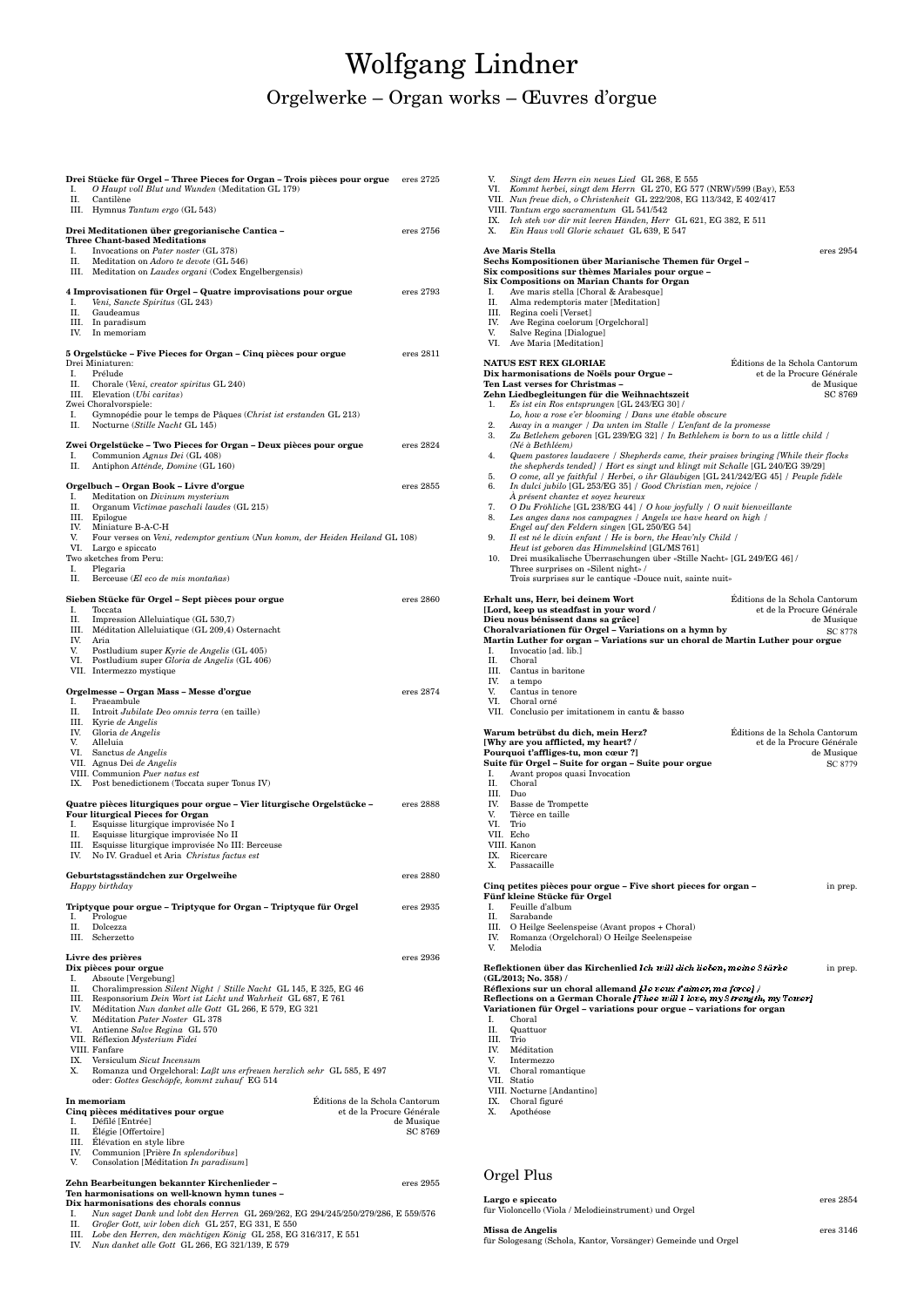# Wolfgang Lindner

## Orgelwerke – Organ works – Œuvres d'orgue

**Drei Stücke für Orgel – Three Pieces for Organ – Trois pièces pour orgue** eres 2725

I. *O Haupt voll Blut und Wunden* (Meditation GL 179)
II. Cantilène
III. Hymnus *Tantum ergo* (GL 543)

**Drei Meditationen über gregorianische Cantica – Three Chant-based Meditations** eres 2756

I. Invocations on *Pater noster* (GL 378)
II. Meditation on *Adoro te devote* (GL 546)
III. Meditation on *Laudes organi* (Codex Engelbergensis)

**4 Improvisationen für Orgel – Quatre improvisations pour orgue** eres 2793

I. *Veni, Sancte Spiritus* (GL 243)
II. Gaudeamus
III. In paradisum
IV. In memoriam

**5 Orgelstücke – Five Pieces for Organ – Cinq pièces pour orgue** eres 2811

Drei Miniaturen:
I. Prélude
II. Chorale (*Veni, creator spiritus* GL 240)
III. Elevation (*Ubi caritas*)

Zwei Choralvorspiele:
I. Gymnopédie pour le temps de Pâques (*Christ ist erstanden* GL 213)
II. Nocturne (*Stille Nacht* GL 145)

**Zwei Orgelstücke – Two Pieces for Organ – Deux pièces pour orgue** eres 2824

I. Communion *Agnus Dei* (GL 408)
II. Antiphon *Atténde, Domine* (GL 160)

**Orgelbuch – Organ Book – Livre d'orgue** eres 2855

I. Meditation on *Divinum mysterium*
II. Organum *Victimae paschali laudes* (GL 215)
III. Epilogue
IV. Miniature B-A-C-H
V. Four verses on *Veni, redemptor gentium* (*Nun komm, der Heiden Heiland* GL 108)
VI. Largo e spiccato

Two sketches from Peru:
I. Plegaria
II. Berceuse (*El eco de mis montañas*)

**Sieben Stücke für Orgel – Sept pièces pour orgue** eres 2860

I. Toccata
II. Impression Alleluiatique (GL 530,7)
III. Méditation Alleluiatique (GL 209,4) Osternacht
IV. Aria
V. Postludium super *Kyrie de Angelis* (GL 405)
VI. Postludium super *Gloria de Angelis* (GL 406)
VII. Intermezzo mystique

**Orgelmesse – Organ Mass – Messe d'orgue** eres 2874

I. Praeambule
II. Introit *Jubilate Deo omnis terra* (en taille)
III. Kyrie *de Angelis*
IV. Gloria *de Angelis*
V. Alleluia
VI. Sanctus *de Angelis*
VII. Agnus Dei *de Angelis*
VIII. Communion *Puer natus est*
IX. Post benedictionem (Toccata super Tonus IV)

**Quatre pièces liturgiques pour orgue – Vier liturgische Orgelstücke – Four liturgical Pieces for Organ** eres 2888

I. Esquisse liturgique improvisée No I
II. Esquisse liturgique improvisée No II
III. Esquisse liturgique improvisée No III: Berceuse
IV. No IV. Graduel et Aria *Christus factus est*

**Geburtstagsständchen zur Orgelweihe** eres 2880

*Happy birthday*

**Triptyque pour orgue – Triptyque for Organ – Triptyque für Orgel** eres 2935

I. Prologue
II. Dolcezza
III. Scherzetto

**Livre des prières** eres 2936
**Dix pièces pour orgue**

I. Absoute [Vergebung]
II. Choralimpression *Silent Night* / *Stille Nacht* GL 145, E 325, EG 46
III. Responsorium *Dein Wort ist Licht und Wahrheit* GL 687, E 761
IV. Méditation *Nun danket alle Gott* GL 266, E 579, EG 321
V. Méditation *Pater Noster* GL 378
VI. Antienne *Salve Regina* GL 570
VII. Réflexion *Mysterium Fidei*
VIII. Fanfare
IX. Versiculum *Sicut Incensum*
X. Romanza und Orgelchoral: *Laßt uns erfreuen herzlich sehr* GL 585, E 497 oder: *Gottes Geschöpfe, kommt zuhauf* EG 514

**In memoriam** Éditions de la Schola Cantorum et de la Procure Générale de Musique
**Cinq pièces méditatives pour orgue** SC 8769

I. Défilé [Entrée]
II. Élégie [Offertoire]
III. Élévation en style libre
IV. Communion [Prière *In splendoribus*]
V. Consolation [Méditation *In paradisum*]

**Zehn Bearbeitungen bekannter Kirchenlieder – Ten harmonisations on well-known hymn tunes – Dix harmonisations des chorals connus** eres 2955

I. *Nun saget Dank und lobt den Herren* GL 269/262, EG 294/245/250/279/286, E 559/576
II. *Großer Gott, wir loben dich* GL 257, EG 331, E 550
III. *Lobe den Herren, den mächtigen König* GL 258, EG 316/317, E 551
IV. *Nun danket alle Gott* GL 266, EG 321/139, E 579
V. *Singt dem Herrn ein neues Lied* GL 268, E 555
VI. *Kommt herbei, singt dem Herrn* GL 270, EG 577 (NRW)/599 (Bay), E53
VII. *Nun freue dich, o Christenheit* GL 222/208, EG 113/342, E 402/417
VIII. *Tantum ergo sacramentum* GL 541/542
IX. *Ich steh vor dir mit leeren Händen, Herr* GL 621, EG 382, E 511
X. *Ein Haus voll Glorie schauet* GL 639, E 547

**Ave Maris Stella** eres 2954
**Sechs Kompositionen über Marianische Themen für Orgel – Six compositions sur thèmes Mariales pour orgue – Six Compositions on Marian Chants for Organ**

I. Ave maris stella [Choral & Arabesque]
II. Alma redemptoris mater [Meditation]
III. Regina coeli [Verset]
IV. Ave Regina coelorum [Orgelchoral]
V. Salve Regina [Dialogue]
VI. Ave Maria [Meditation]

**NATUS EST REX GLORIAE** Éditions de la Schola Cantorum et de la Procure Générale de Musique
**Dix harmonisations de Noëls pour Orgue – Ten Last verses for Christmas – Zehn Liedbegleitungen für die Weihnachtszeit** SC 8769

1. *Es ist ein Ros entsprungen* [GL 243/EG 30] / *Lo, how a rose e'er blooming* / *Dans une étable obscure*
2. *Away in a manger* / *Da unten im Stalle* / *L'enfant de la promesse*
3. *Zu Betlehem geboren* [GL 239/EG 32] / *In Bethlehem is born to us a little child* / *(Né à Bethléem)*
4. *Quem pastores laudavere* / *Shepherds came, their praises bringing [While their flocks the shepherds tended]* / *Hört es singt und klingt mit Schalle* [GL 240/EG 39/29]
5. *O come, all ye faithful* / *Herbei, o ihr Gläubigen* [GL 241/242/EG 45] / *Peuple fidèle*
6. *In dulci jubilo* [GL 253/EG 35] / *Good Christian men, rejoice* / *À présent chantez et soyez heureux*
7. *O Du Fröhliche* [GL 238/EG 44] / *O how joyfully* / *O nuit bienveillante*
8. *Les anges dans nos campagnes* / *Angels we have heard on high* / *Engel auf den Feldern singen* [GL 250/EG 54]
9. *Il est né le divin enfant* / *He is born, the Heav'nly Child* / *Heut ist geboren das Himmelskind* [GL/MS 761]
10. Drei musikalische Überraschungen über «Stille Nacht» [GL 249/EG 46] / Three surprises on «Silent night» / Trois surprises sur le cantique «Douce nuit, sainte nuit»

**Erhalt uns, Herr, bei deinem Wort [Lord, keep us steadfast in your word / Dieu nous bénissent dans sa grâce]** Éditions de la Schola Cantorum et de la Procure Générale de Musique
**Choralvariationen für Orgel – Variations on a hymn by Martin Luther for organ – Variations sur un choral de Martin Luther pour orgue** SC 8778

I. Invocatio [ad. lib.]
II. Choral
III. Cantus in baritone
IV. a tempo
V. Cantus in tenore
VI. Choral orné
VII. Conclusio per imitationem in cantu & basso

**Warum betrübst du dich, mein Herz? [Why are you afflicted, my heart? / Pourquoi t'affliges-tu, mon cœur ?]** Éditions de la Schola Cantorum et de la Procure Générale de Musique
**Suite für Orgel – Suite for organ – Suite pour orgue** SC 8779

I. Avant propos quasi Invocation
II. Choral
III. Duo
IV. Basse de Trompette
V. Tièrce en taille
VI. Trio
VII. Echo
VIII. Kanon
IX. Ricercare
X. Passacaille

**Cinq petites pièces pour orgue – Five short pieces for organ – Fünf kleine Stücke für Orgel** in prep.

I. Feuille d'album
II. Sarabande
III. O Heilge Seelenspeise (Avant propos + Choral)
IV. Romanza (Orgelchoral) O Heilge Seelenspeise
V. Melodia

**Reflektionen über das Kirchenlied *Ich will dich lieben, meine Stärke* (GL/2013; No. 358) / Réflexions sur un choral allemand *[Je veux t'aimer, ma force]* / Reflections on a German Chorale *[Thee will I love, my Strength, my Tower]*** in prep.
**Variationen für Orgel – variations pour orgue – variations for organ**

I. Choral
II. Quattuor
III. Trio
IV. Méditation
V. Intermezzo
VI. Choral romantique
VII. Statio
VIII. Nocturne [Andantino]
IX. Choral figuré
X. Apothéose

## Orgel Plus

**Largo e spiccato** eres 2854
für Violoncello (Viola / Melodieinstrument) und Orgel

**Missa de Angelis** eres 3146
für Sologesang (Schola, Kantor, Vorsänger) Gemeinde und Orgel